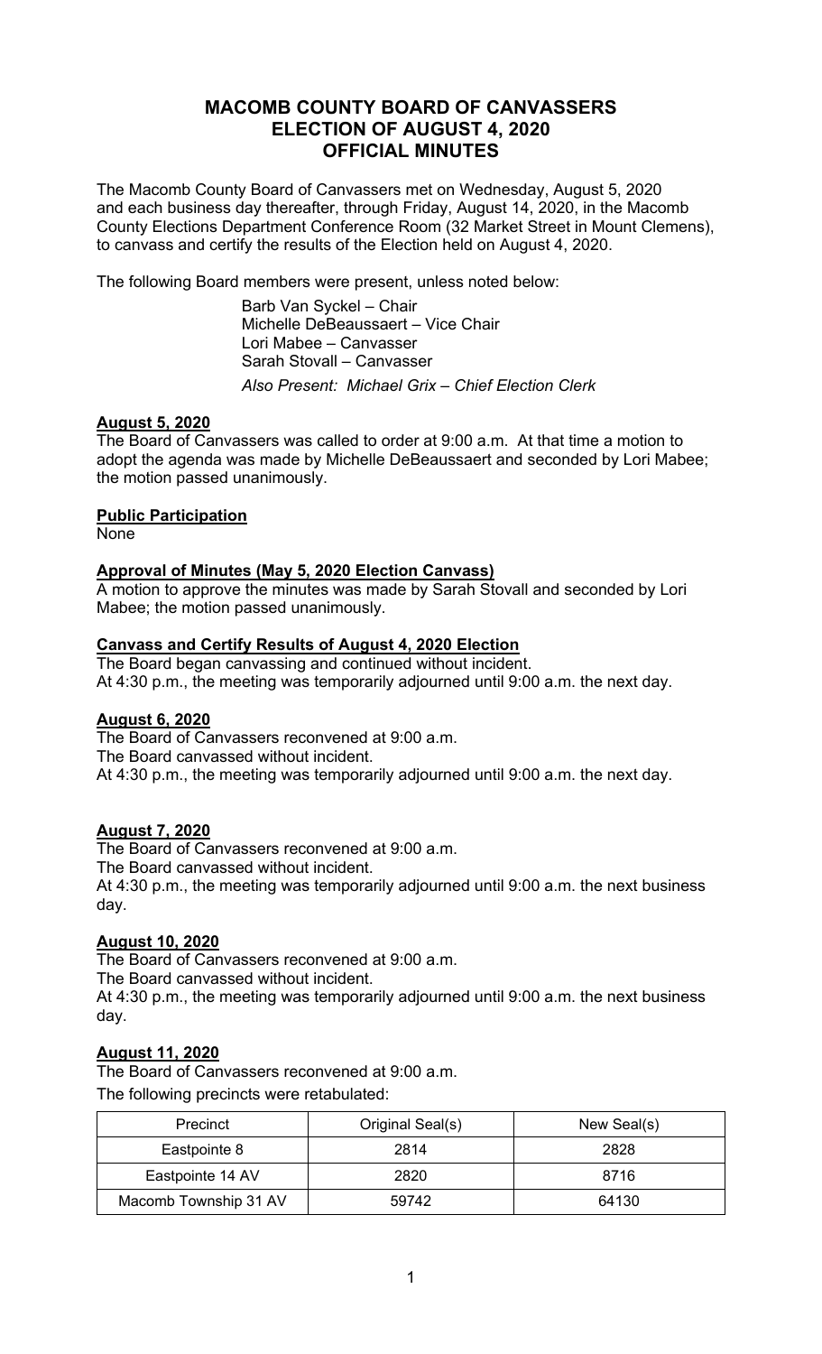# MACOMB COUNTY BOARD OF CANVASSERS
# ELECTION OF AUGUST 4, 2020
# OFFICIAL MINUTES

The Macomb County Board of Canvassers met on Wednesday, August 5, 2020 and each business day thereafter, through Friday, August 14, 2020, in the Macomb County Elections Department Conference Room (32 Market Street in Mount Clemens), to canvass and certify the results of the Election held on August 4, 2020.

The following Board members were present, unless noted below:

Barb Van Syckel – Chair
Michelle DeBeaussaert – Vice Chair
Lori Mabee – Canvasser
Sarah Stovall – Canvasser
*Also Present: Michael Grix – Chief Election Clerk*

**August 5, 2020**

The Board of Canvassers was called to order at 9:00 a.m. At that time a motion to adopt the agenda was made by Michelle DeBeaussaert and seconded by Lori Mabee; the motion passed unanimously.

**Public Participation**

None

**Approval of Minutes (May 5, 2020 Election Canvass)**

A motion to approve the minutes was made by Sarah Stovall and seconded by Lori Mabee; the motion passed unanimously.

**Canvass and Certify Results of August 4, 2020 Election**

The Board began canvassing and continued without incident.
At 4:30 p.m., the meeting was temporarily adjourned until 9:00 a.m. the next day.

**August 6, 2020**

The Board of Canvassers reconvened at 9:00 a.m.
The Board canvassed without incident.
At 4:30 p.m., the meeting was temporarily adjourned until 9:00 a.m. the next day.

**August 7, 2020**

The Board of Canvassers reconvened at 9:00 a.m.
The Board canvassed without incident.
At 4:30 p.m., the meeting was temporarily adjourned until 9:00 a.m. the next business day.

**August 10, 2020**

The Board of Canvassers reconvened at 9:00 a.m.
The Board canvassed without incident.
At 4:30 p.m., the meeting was temporarily adjourned until 9:00 a.m. the next business day.

**August 11, 2020**

The Board of Canvassers reconvened at 9:00 a.m.
The following precincts were retabulated:

| Precinct | Original Seal(s) | New Seal(s) |
|---|---|---|
| Eastpointe 8 | 2814 | 2828 |
| Eastpointe 14 AV | 2820 | 8716 |
| Macomb Township 31 AV | 59742 | 64130 |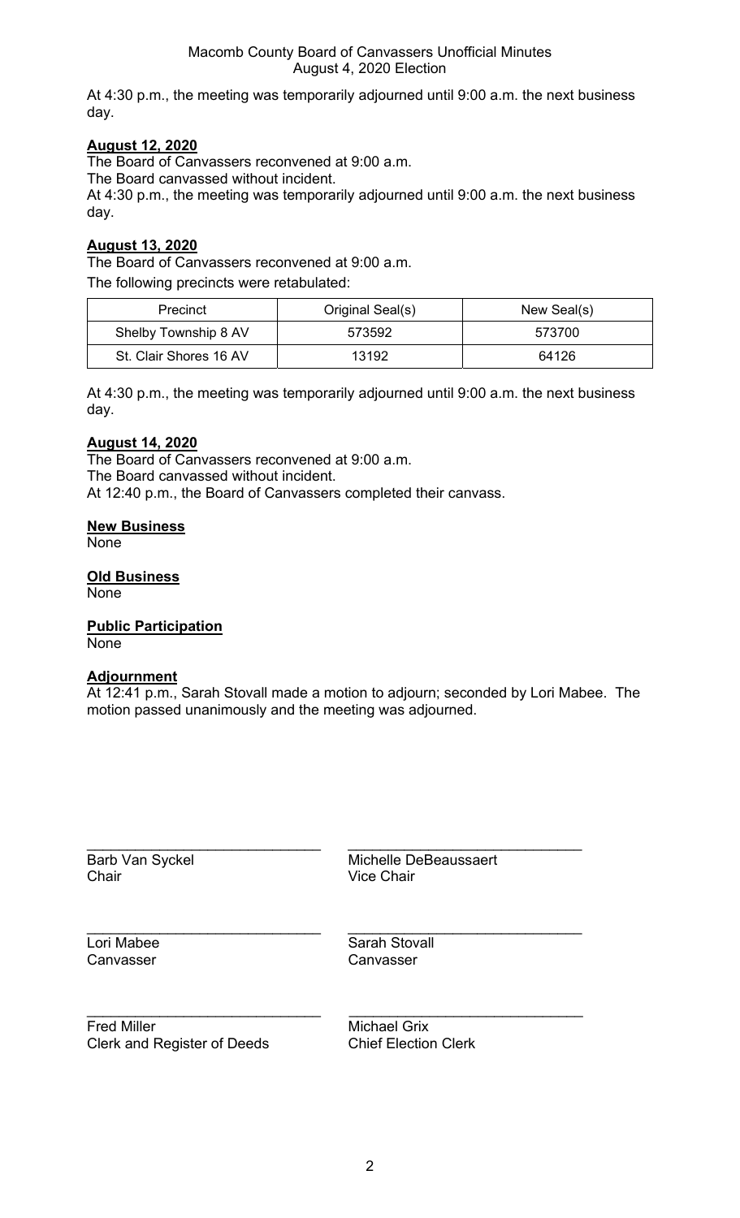At 4:30 p.m., the meeting was temporarily adjourned until 9:00 a.m. the next business day.

**August 12, 2020**

The Board of Canvassers reconvened at 9:00 a.m.
The Board canvassed without incident.
At 4:30 p.m., the meeting was temporarily adjourned until 9:00 a.m. the next business day.

**August 13, 2020**

The Board of Canvassers reconvened at 9:00 a.m.
The following precincts were retabulated:

| Precinct | Original Seal(s) | New Seal(s) |
|---|---|---|
| Shelby Township 8 AV | 573592 | 573700 |
| St. Clair Shores 16 AV | 13192 | 64126 |

At 4:30 p.m., the meeting was temporarily adjourned until 9:00 a.m. the next business day.

**August 14, 2020**

The Board of Canvassers reconvened at 9:00 a.m.
The Board canvassed without incident.
At 12:40 p.m., the Board of Canvassers completed their canvass.

**New Business**
None

**Old Business**
None

**Public Participation**
None

**Adjournment**
At 12:41 p.m., Sarah Stovall made a motion to adjourn; seconded by Lori Mabee. The motion passed unanimously and the meeting was adjourned.

\_\_\_\_\_\_\_\_\_\_\_\_\_\_\_\_\_\_\_\_\_\_\_\_\_\_\_\_\_
Barb Van Syckel
Chair

\_\_\_\_\_\_\_\_\_\_\_\_\_\_\_\_\_\_\_\_\_\_\_\_\_\_\_\_\_
Michelle DeBeaussaert
Vice Chair

\_\_\_\_\_\_\_\_\_\_\_\_\_\_\_\_\_\_\_\_\_\_\_\_\_\_\_\_\_
Lori Mabee
Canvasser

\_\_\_\_\_\_\_\_\_\_\_\_\_\_\_\_\_\_\_\_\_\_\_\_\_\_\_\_\_
Sarah Stovall
Canvasser

\_\_\_\_\_\_\_\_\_\_\_\_\_\_\_\_\_\_\_\_\_\_\_\_\_\_\_\_\_
Fred Miller
Clerk and Register of Deeds

\_\_\_\_\_\_\_\_\_\_\_\_\_\_\_\_\_\_\_\_\_\_\_\_\_\_\_\_\_
Michael Grix
Chief Election Clerk